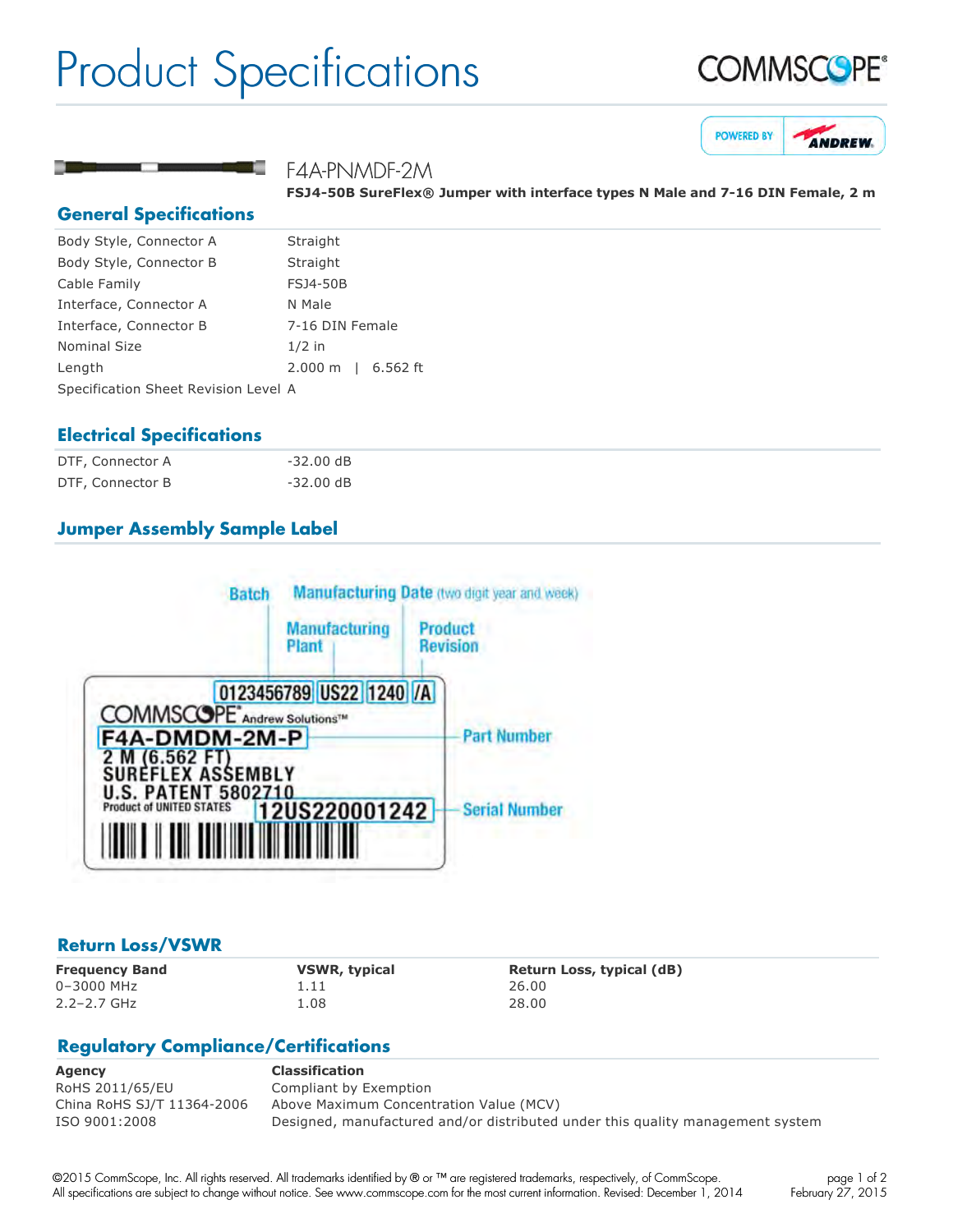# Product Specifications

COMMSCOPE®

POWERED BY ANDREW

## F4A-PNMDF-2M

**FSJ4-50B SureFlex® Jumper with interface types N Male and 7-16 DIN Female, 2 m**

## General Specifications

| | |
|---|---|
| Body Style, Connector A | Straight |
| Body Style, Connector B | Straight |
| Cable Family | FSJ4-50B |
| Interface, Connector A | N Male |
| Interface, Connector B | 7-16 DIN Female |
| Nominal Size | 1/2 in |
| Length | 2.000 m \| 6.562 ft |
| Specification Sheet Revision Level | A |

## Electrical Specifications

| | |
|---|---|
| DTF, Connector A | -32.00 dB |
| DTF, Connector B | -32.00 dB |

## Jumper Assembly Sample Label

Batch — Manufacturing Date (two digit year and week) — Manufacturing Plant — Product Revision

0123456789 US22 1240 /A

COMMSCOPE® Andrew Solutions™

F4A-DMDM-2M-P — Part Number

2 M (6.562 FT)
SUREFLEX ASSEMBLY
U.S. PATENT 5802710
Product of UNITED STATES

12US220001242 — Serial Number

## Return Loss/VSWR

| Frequency Band | VSWR, typical | Return Loss, typical (dB) |
|---|---|---|
| 0–3000 MHz | 1.11 | 26.00 |
| 2.2–2.7 GHz | 1.08 | 28.00 |

## Regulatory Compliance/Certifications

| Agency | Classification |
|---|---|
| RoHS 2011/65/EU | Compliant by Exemption |
| China RoHS SJ/T 11364-2006 | Above Maximum Concentration Value (MCV) |
| ISO 9001:2008 | Designed, manufactured and/or distributed under this quality management system |

©2015 CommScope, Inc. All rights reserved. All trademarks identified by ® or ™ are registered trademarks, respectively, of CommScope. All specifications are subject to change without notice. See www.commscope.com for the most current information. Revised: December 1, 2014

February 27, 2015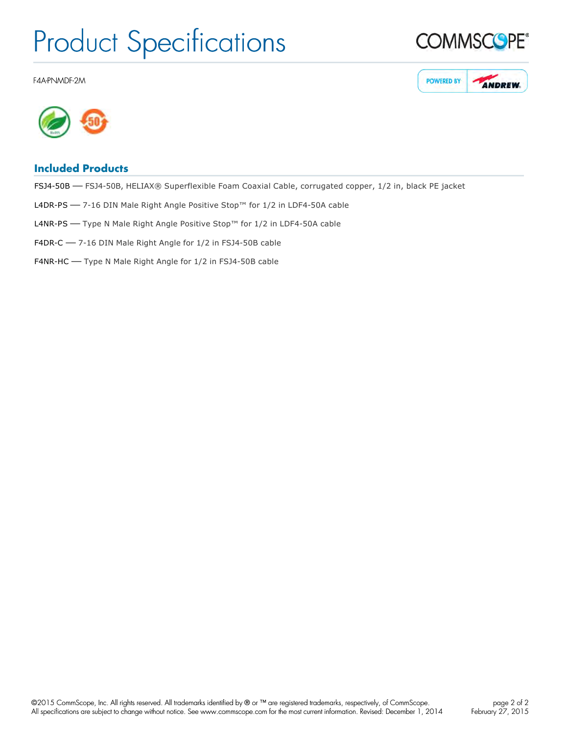# Product Specifications

F4A-PNMDF-2M

## Included Products

FSJ4-50B — FSJ4-50B, HELIAX® Superflexible Foam Coaxial Cable, corrugated copper, 1/2 in, black PE jacket

L4DR-PS — 7-16 DIN Male Right Angle Positive Stop™ for 1/2 in LDF4-50A cable

L4NR-PS — Type N Male Right Angle Positive Stop™ for 1/2 in LDF4-50A cable

F4DR-C — 7-16 DIN Male Right Angle for 1/2 in FSJ4-50B cable

F4NR-HC — Type N Male Right Angle for 1/2 in FSJ4-50B cable

©2015 CommScope, Inc. All rights reserved. All trademarks identified by ® or ™ are registered trademarks, respectively, of CommScope.
All specifications are subject to change without notice. See www.commscope.com for the most current information. Revised: December 1, 2014

February 27, 2015